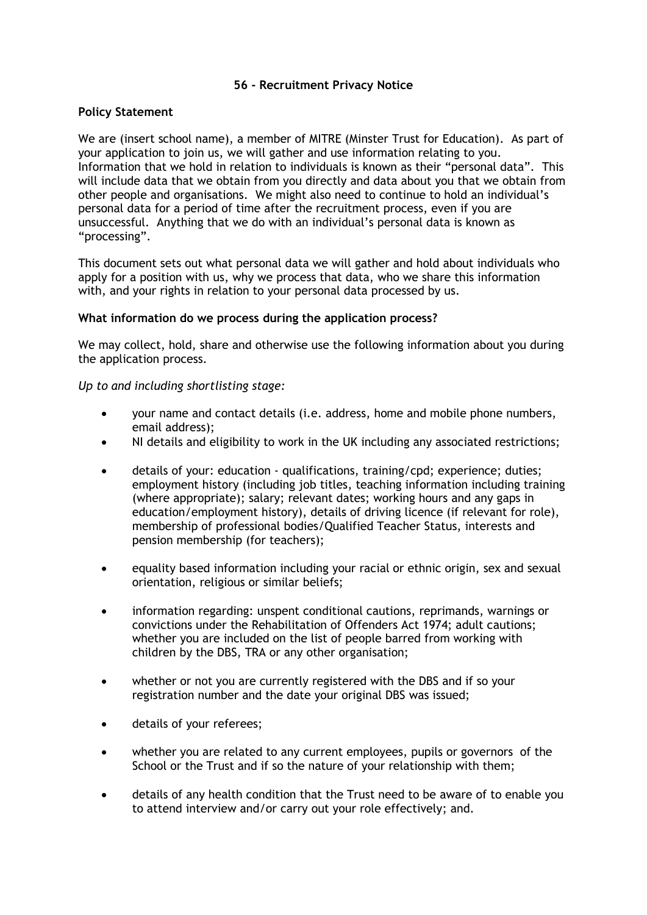# 56 - Recruitment Privacy Notice

## Policy Statement

We are (insert school name), a member of MITRE (Minster Trust for Education). As part of your application to join us, we will gather and use information relating to you. Information that we hold in relation to individuals is known as their "personal data". This will include data that we obtain from you directly and data about you that we obtain from other people and organisations. We might also need to continue to hold an individual's personal data for a period of time after the recruitment process, even if you are unsuccessful. Anything that we do with an individual's personal data is known as "processing".

This document sets out what personal data we will gather and hold about individuals who apply for a position with us, why we process that data, who we share this information with, and your rights in relation to your personal data processed by us.

## What information do we process during the application process?

We may collect, hold, share and otherwise use the following information about you during the application process.

*Up to and including shortlisting stage:*

- your name and contact details (i.e. address, home and mobile phone numbers, email address);
- NI details and eligibility to work in the UK including any associated restrictions;
- details of your: education - qualifications, training/cpd; experience; duties; employment history (including job titles, teaching information including training (where appropriate); salary; relevant dates; working hours and any gaps in education/employment history), details of driving licence (if relevant for role), membership of professional bodies/Qualified Teacher Status, interests and pension membership (for teachers);
- equality based information including your racial or ethnic origin, sex and sexual orientation, religious or similar beliefs;
- information regarding: unspent conditional cautions, reprimands, warnings or convictions under the Rehabilitation of Offenders Act 1974; adult cautions; whether you are included on the list of people barred from working with children by the DBS, TRA or any other organisation;
- whether or not you are currently registered with the DBS and if so your registration number and the date your original DBS was issued;
- details of your referees;
- whether you are related to any current employees, pupils or governors of the School or the Trust and if so the nature of your relationship with them;
- details of any health condition that the Trust need to be aware of to enable you to attend interview and/or carry out your role effectively; and.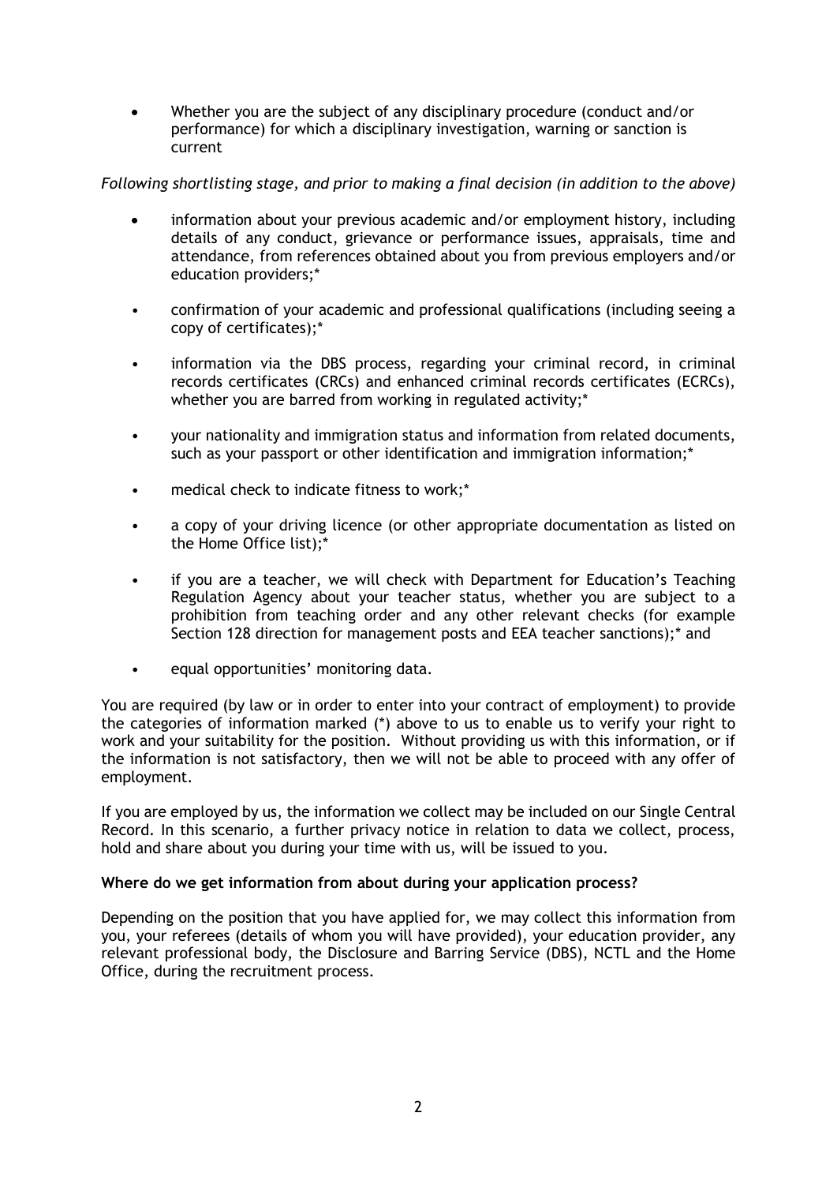- Whether you are the subject of any disciplinary procedure (conduct and/or performance) for which a disciplinary investigation, warning or sanction is current

*Following shortlisting stage, and prior to making a final decision (in addition to the above)*

- information about your previous academic and/or employment history, including details of any conduct, grievance or performance issues, appraisals, time and attendance, from references obtained about you from previous employers and/or education providers;*
- confirmation of your academic and professional qualifications (including seeing a copy of certificates);*
- information via the DBS process, regarding your criminal record, in criminal records certificates (CRCs) and enhanced criminal records certificates (ECRCs), whether you are barred from working in regulated activity;*
- your nationality and immigration status and information from related documents, such as your passport or other identification and immigration information;*
- medical check to indicate fitness to work;*
- a copy of your driving licence (or other appropriate documentation as listed on the Home Office list);*
- if you are a teacher, we will check with Department for Education's Teaching Regulation Agency about your teacher status, whether you are subject to a prohibition from teaching order and any other relevant checks (for example Section 128 direction for management posts and EEA teacher sanctions);* and
- equal opportunities' monitoring data.

You are required (by law or in order to enter into your contract of employment) to provide the categories of information marked (*) above to us to enable us to verify your right to work and your suitability for the position. Without providing us with this information, or if the information is not satisfactory, then we will not be able to proceed with any offer of employment.

If you are employed by us, the information we collect may be included on our Single Central Record. In this scenario, a further privacy notice in relation to data we collect, process, hold and share about you during your time with us, will be issued to you.

**Where do we get information from about during your application process?**

Depending on the position that you have applied for, we may collect this information from you, your referees (details of whom you will have provided), your education provider, any relevant professional body, the Disclosure and Barring Service (DBS), NCTL and the Home Office, during the recruitment process.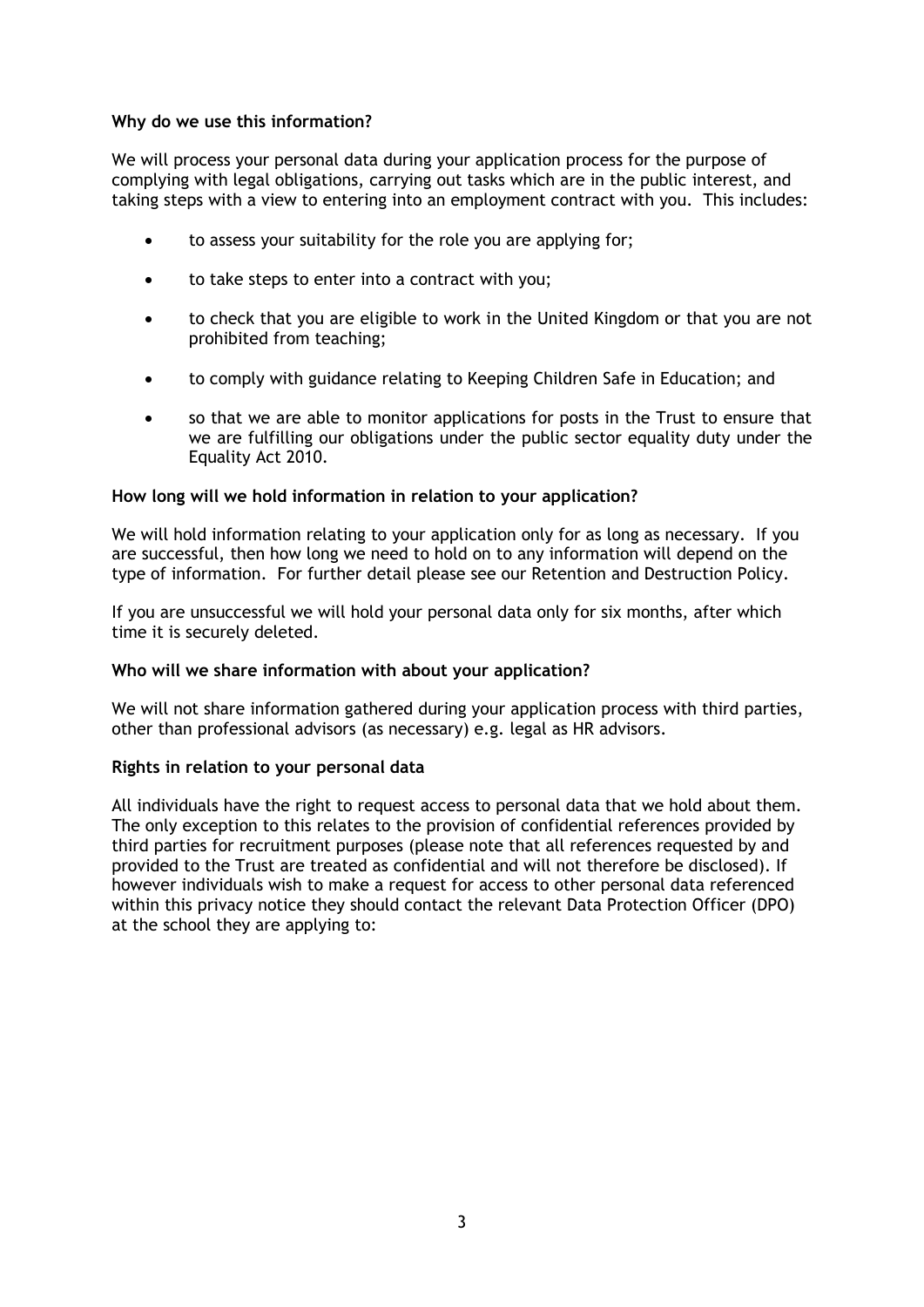**Why do we use this information?**

We will process your personal data during your application process for the purpose of complying with legal obligations, carrying out tasks which are in the public interest, and taking steps with a view to entering into an employment contract with you. This includes:

- to assess your suitability for the role you are applying for;
- to take steps to enter into a contract with you;
- to check that you are eligible to work in the United Kingdom or that you are not prohibited from teaching;
- to comply with guidance relating to Keeping Children Safe in Education; and
- so that we are able to monitor applications for posts in the Trust to ensure that we are fulfilling our obligations under the public sector equality duty under the Equality Act 2010.

**How long will we hold information in relation to your application?**

We will hold information relating to your application only for as long as necessary. If you are successful, then how long we need to hold on to any information will depend on the type of information. For further detail please see our Retention and Destruction Policy.

If you are unsuccessful we will hold your personal data only for six months, after which time it is securely deleted.

**Who will we share information with about your application?**

We will not share information gathered during your application process with third parties, other than professional advisors (as necessary) e.g. legal as HR advisors.

**Rights in relation to your personal data**

All individuals have the right to request access to personal data that we hold about them. The only exception to this relates to the provision of confidential references provided by third parties for recruitment purposes (please note that all references requested by and provided to the Trust are treated as confidential and will not therefore be disclosed). If however individuals wish to make a request for access to other personal data referenced within this privacy notice they should contact the relevant Data Protection Officer (DPO) at the school they are applying to: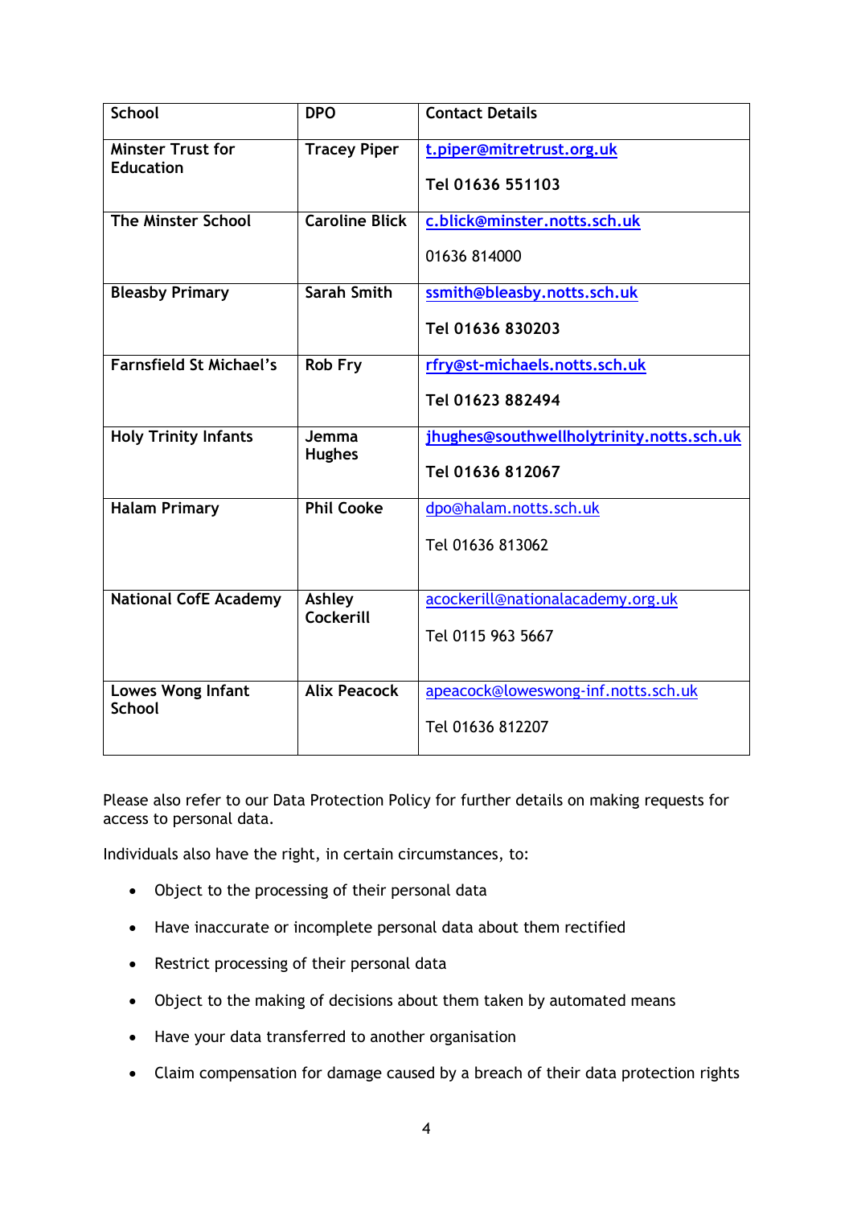| School | DPO | Contact Details |
|---|---|---|
| Minster Trust for Education | Tracey Piper | t.piper@mitretrust.org.uk<br><br>Tel 01636 551103 |
| The Minster School | Caroline Blick | c.blick@minster.notts.sch.uk<br><br>01636 814000 |
| Bleasby Primary | Sarah Smith | ssmith@bleasby.notts.sch.uk<br><br>Tel 01636 830203 |
| Farnsfield St Michael's | Rob Fry | rfry@st-michaels.notts.sch.uk<br><br>Tel 01623 882494 |
| Holy Trinity Infants | Jemma Hughes | jhughes@southwellholytrinity.notts.sch.uk<br><br>Tel 01636 812067 |
| Halam Primary | Phil Cooke | dpo@halam.notts.sch.uk<br><br>Tel 01636 813062 |
| National CofE Academy | Ashley Cockerill | acockerill@nationalacademy.org.uk<br><br>Tel 0115 963 5667 |
| Lowes Wong Infant School | Alix Peacock | apeacock@loweswong-inf.notts.sch.uk<br><br>Tel 01636 812207 |

Please also refer to our Data Protection Policy for further details on making requests for access to personal data.

Individuals also have the right, in certain circumstances, to:

- Object to the processing of their personal data
- Have inaccurate or incomplete personal data about them rectified
- Restrict processing of their personal data
- Object to the making of decisions about them taken by automated means
- Have your data transferred to another organisation
- Claim compensation for damage caused by a breach of their data protection rights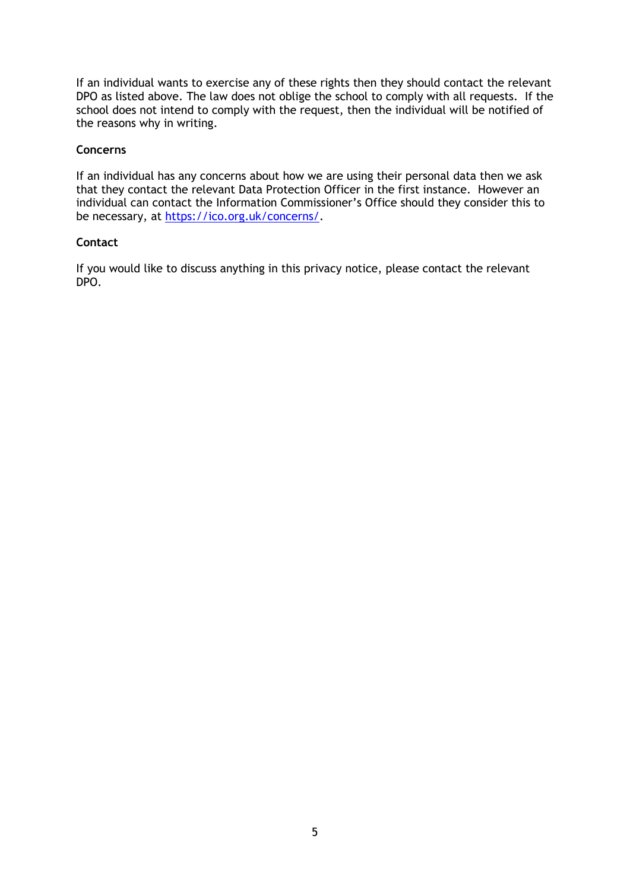If an individual wants to exercise any of these rights then they should contact the relevant DPO as listed above. The law does not oblige the school to comply with all requests. If the school does not intend to comply with the request, then the individual will be notified of the reasons why in writing.

**Concerns**

If an individual has any concerns about how we are using their personal data then we ask that they contact the relevant Data Protection Officer in the first instance. However an individual can contact the Information Commissioner's Office should they consider this to be necessary, at [https://ico.org.uk/concerns/](https://ico.org.uk/concerns/).

**Contact**

If you would like to discuss anything in this privacy notice, please contact the relevant DPO.